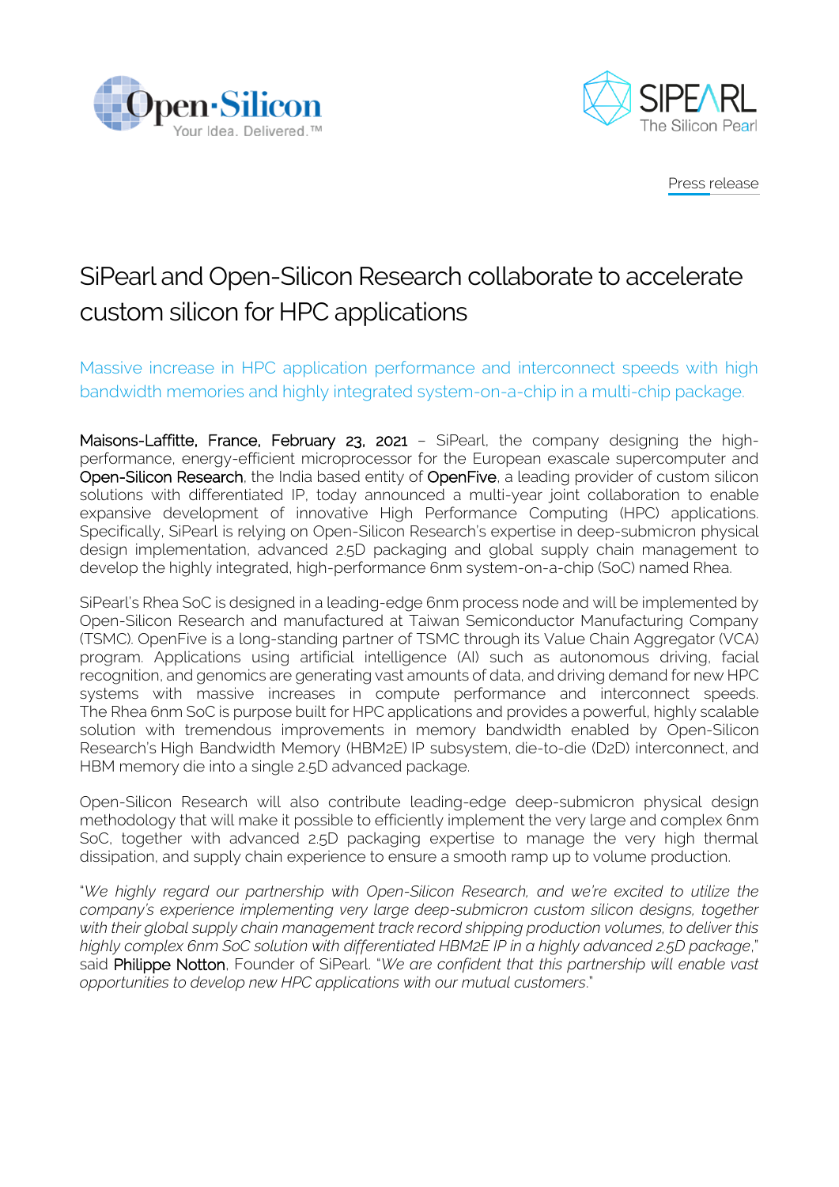Press release

# SiPearl and Open-Silicon Research collaborate to accelerate custom silicon for HPC applications

Massive increase in HPC application performance and interconnect speeds with high bandwidth memories and highly integrated system-on-a-chip in a multi-chip package.

**Maisons-Laffitte, France, February 23, 2021** – SiPearl, the company designing the high-performance, energy-efficient microprocessor for the European exascale supercomputer and **Open-Silicon Research**, the India based entity of **OpenFive**, a leading provider of custom silicon solutions with differentiated IP, today announced a multi-year joint collaboration to enable expansive development of innovative High Performance Computing (HPC) applications. Specifically, SiPearl is relying on Open-Silicon Research's expertise in deep-submicron physical design implementation, advanced 2.5D packaging and global supply chain management to develop the highly integrated, high-performance 6nm system-on-a-chip (SoC) named Rhea.

SiPearl's Rhea SoC is designed in a leading-edge 6nm process node and will be implemented by Open-Silicon Research and manufactured at Taiwan Semiconductor Manufacturing Company (TSMC). OpenFive is a long-standing partner of TSMC through its Value Chain Aggregator (VCA) program. Applications using artificial intelligence (AI) such as autonomous driving, facial recognition, and genomics are generating vast amounts of data, and driving demand for new HPC systems with massive increases in compute performance and interconnect speeds. The Rhea 6nm SoC is purpose built for HPC applications and provides a powerful, highly scalable solution with tremendous improvements in memory bandwidth enabled by Open-Silicon Research's High Bandwidth Memory (HBM2E) IP subsystem, die-to-die (D2D) interconnect, and HBM memory die into a single 2.5D advanced package.

Open-Silicon Research will also contribute leading-edge deep-submicron physical design methodology that will make it possible to efficiently implement the very large and complex 6nm SoC, together with advanced 2.5D packaging expertise to manage the very high thermal dissipation, and supply chain experience to ensure a smooth ramp up to volume production.

"*We highly regard our partnership with Open-Silicon Research, and we're excited to utilize the company's experience implementing very large deep-submicron custom silicon designs, together with their global supply chain management track record shipping production volumes, to deliver this highly complex 6nm SoC solution with differentiated HBM2E IP in a highly advanced 2.5D package*," said **Philippe Notton**, Founder of SiPearl. "*We are confident that this partnership will enable vast opportunities to develop new HPC applications with our mutual customers*."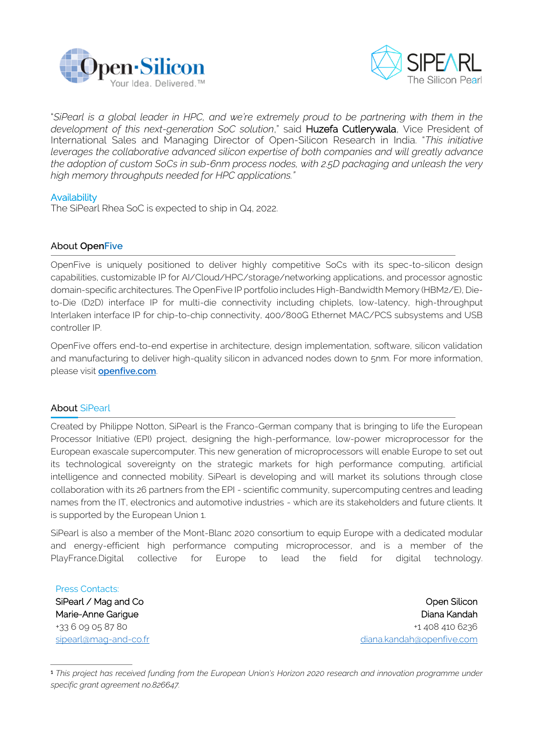"*SiPearl is a global leader in HPC, and we're extremely proud to be partnering with them in the development of this next-generation SoC solution*," said Huzefa Cutlerywala, Vice President of International Sales and Managing Director of Open-Silicon Research in India. "*This initiative leverages the collaborative advanced silicon expertise of both companies and will greatly advance the adoption of custom SoCs in sub-6nm process nodes, with 2.5D packaging and unleash the very high memory throughputs needed for HPC applications.*"

### Availability

The SiPearl Rhea SoC is expected to ship in Q4, 2022.

## About OpenFive

OpenFive is uniquely positioned to deliver highly competitive SoCs with its spec-to-silicon design capabilities, customizable IP for AI/Cloud/HPC/storage/networking applications, and processor agnostic domain-specific architectures. The OpenFive IP portfolio includes High-Bandwidth Memory (HBM2/E), Die-to-Die (D2D) interface IP for multi-die connectivity including chiplets, low-latency, high-throughput Interlaken interface IP for chip-to-chip connectivity, 400/800G Ethernet MAC/PCS subsystems and USB controller IP.

OpenFive offers end-to-end expertise in architecture, design implementation, software, silicon validation and manufacturing to deliver high-quality silicon in advanced nodes down to 5nm. For more information, please visit **openfive.com**.

## About SiPearl

Created by Philippe Notton, SiPearl is the Franco-German company that is bringing to life the European Processor Initiative (EPI) project, designing the high-performance, low-power microprocessor for the European exascale supercomputer. This new generation of microprocessors will enable Europe to set out its technological sovereignty on the strategic markets for high performance computing, artificial intelligence and connected mobility. SiPearl is developing and will market its solutions through close collaboration with its 26 partners from the EPI - scientific community, supercomputing centres and leading names from the IT, electronics and automotive industries - which are its stakeholders and future clients. It is supported by the European Union [1].

SiPearl is also a member of the Mont-Blanc 2020 consortium to equip Europe with a dedicated modular and energy-efficient high performance computing microprocessor, and is a member of the PlayFrance.Digital collective for Europe to lead the field for digital technology.

Press Contacts:

SiPearl / Mag and Co
Marie-Anne Garigue
+33 6 09 05 87 80
sipearl@mag-and-co.fr

Open Silicon
Diana Kandah
+1 408 410 6236
diana.kandah@openfive.com

[1] *This project has received funding from the European Union's Horizon 2020 research and innovation programme under specific grant agreement no.826647.*